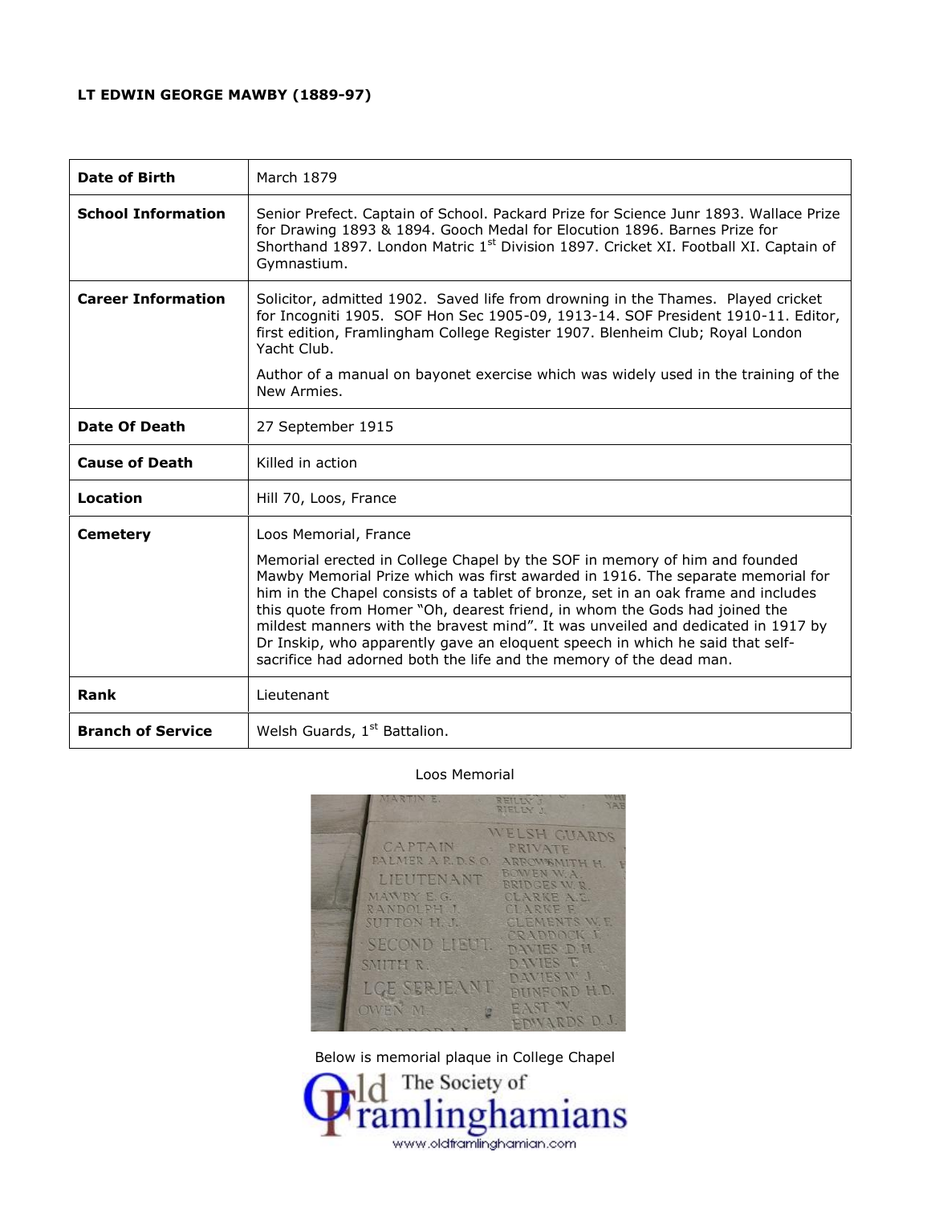**LT EDWIN GEORGE MAWBY (1889-97)**

| | |
|---|---|
| **Date of Birth** | March 1879 |
| **School Information** | Senior Prefect. Captain of School. Packard Prize for Science Junr 1893. Wallace Prize for Drawing 1893 & 1894. Gooch Medal for Elocution 1896. Barnes Prize for Shorthand 1897. London Matric 1st Division 1897. Cricket XI. Football XI. Captain of Gymnastium. |
| **Career Information** | Solicitor, admitted 1902. Saved life from drowning in the Thames. Played cricket for Incogniti 1905. SOF Hon Sec 1905-09, 1913-14. SOF President 1910-11. Editor, first edition, Framlingham College Register 1907. Blenheim Club; Royal London Yacht Club. Author of a manual on bayonet exercise which was widely used in the training of the New Armies. |
| **Date Of Death** | 27 September 1915 |
| **Cause of Death** | Killed in action |
| **Location** | Hill 70, Loos, France |
| **Cemetery** | Loos Memorial, France. Memorial erected in College Chapel by the SOF in memory of him and founded Mawby Memorial Prize which was first awarded in 1916. The separate memorial for him in the Chapel consists of a tablet of bronze, set in an oak frame and includes this quote from Homer "Oh, dearest friend, in whom the Gods had joined the mildest manners with the bravest mind". It was unveiled and dedicated in 1917 by Dr Inskip, who apparently gave an eloquent speech in which he said that self-sacrifice had adorned both the life and the memory of the dead man. |
| **Rank** | Lieutenant |
| **Branch of Service** | Welsh Guards, 1st Battalion. |

Loos Memorial

Below is memorial plaque in College Chapel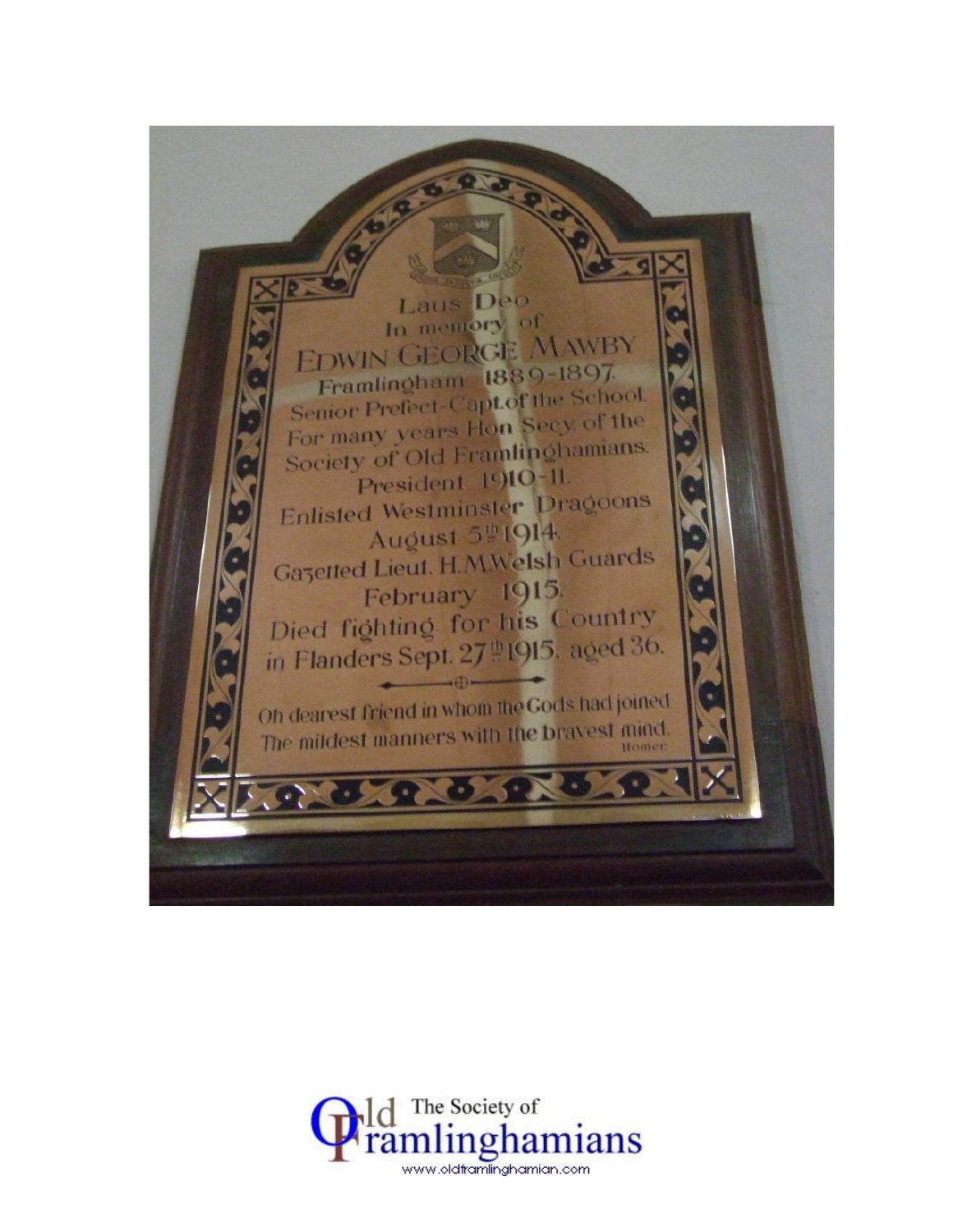Laus Deo

In memory of

EDWIN GEORGE MAWBY

Framlingham 1889-1897.

Senior Prefect-Capt. of the School.

For many years Hon Secy. of the

Society of Old Framlinghamians.

President 1910-11.

Enlisted Westminster Dragoons

August 5th 1914.

Gazetted Lieut. H.M.Welsh Guards

February 1915.

Died fighting for his Country

in Flanders Sept. 27th 1915. aged 36.

Oh dearest friend in whom the Gods had joined

The mildest manners with the bravest mind.

Homer.

The Society of Old Framlinghamians

www.oldframlinghamian.com